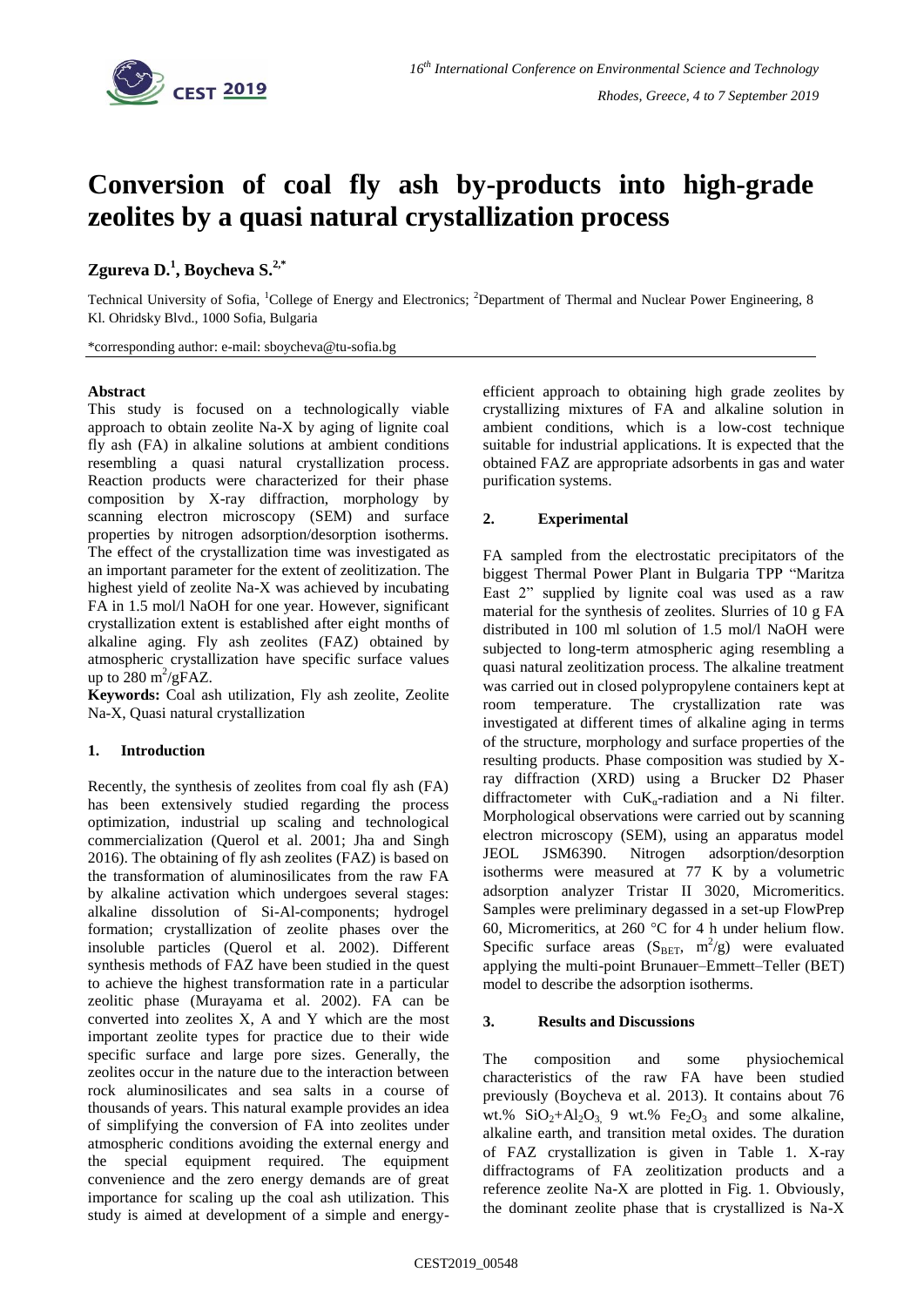# Conversion of coal fly ash by-products into high-grade zeolites by a quasi natural crystallization process

**Zgureva D.[1], Boycheva S.[2,*]**

Technical University of Sofia, [1]College of Energy and Electronics; [2]Department of Thermal and Nuclear Power Engineering, 8 Kl. Ohridsky Blvd., 1000 Sofia, Bulgaria

*corresponding author: e-mail: sboycheva@tu-sofia.bg

#### Abstract

This study is focused on a technologically viable approach to obtain zeolite Na-X by aging of lignite coal fly ash (FA) in alkaline solutions at ambient conditions resembling a quasi natural crystallization process. Reaction products were characterized for their phase composition by X-ray diffraction, morphology by scanning electron microscopy (SEM) and surface properties by nitrogen adsorption/desorption isotherms. The effect of the crystallization time was investigated as an important parameter for the extent of zeolitization. The highest yield of zeolite Na-X was achieved by incubating FA in 1.5 mol/l NaOH for one year. However, significant crystallization extent is established after eight months of alkaline aging. Fly ash zeolites (FAZ) obtained by atmospheric crystallization have specific surface values up to 280 $m^2$/gFAZ.

**Keywords:** Coal ash utilization, Fly ash zeolite, Zeolite Na-X, Quasi natural crystallization

## 1. Introduction

Recently, the synthesis of zeolites from coal fly ash (FA) has been extensively studied regarding the process optimization, industrial up scaling and technological commercialization (Querol et al. 2001; Jha and Singh 2016). The obtaining of fly ash zeolites (FAZ) is based on the transformation of aluminosilicates from the raw FA by alkaline activation which undergoes several stages: alkaline dissolution of Si-Al-components; hydrogel formation; crystallization of zeolite phases over the insoluble particles (Querol et al. 2002). Different synthesis methods of FAZ have been studied in the quest to achieve the highest transformation rate in a particular zeolitic phase (Murayama et al. 2002). FA can be converted into zeolites X, A and Y which are the most important zeolite types for practice due to their wide specific surface and large pore sizes. Generally, the zeolites occur in the nature due to the interaction between rock aluminosilicates and sea salts in a course of thousands of years. This natural example provides an idea of simplifying the conversion of FA into zeolites under atmospheric conditions avoiding the external energy and the special equipment required. The equipment convenience and the zero energy demands are of great importance for scaling up the coal ash utilization. This study is aimed at development of a simple and energy-efficient approach to obtaining high grade zeolites by crystallizing mixtures of FA and alkaline solution in ambient conditions, which is a low-cost technique suitable for industrial applications. It is expected that the obtained FAZ are appropriate adsorbents in gas and water purification systems.

## 2. Experimental

FA sampled from the electrostatic precipitators of the biggest Thermal Power Plant in Bulgaria TPP "Maritza East 2" supplied by lignite coal was used as a raw material for the synthesis of zeolites. Slurries of 10 g FA distributed in 100 ml solution of 1.5 mol/l NaOH were subjected to long-term atmospheric aging resembling a quasi natural zeolitization process. The alkaline treatment was carried out in closed polypropylene containers kept at room temperature. The crystallization rate was investigated at different times of alkaline aging in terms of the structure, morphology and surface properties of the resulting products. Phase composition was studied by X-ray diffraction (XRD) using a Brucker D2 Phaser diffractometer with $CuK_\alpha$-radiation and a Ni filter. Morphological observations were carried out by scanning electron microscopy (SEM), using an apparatus model JEOL JSM6390. Nitrogen adsorption/desorption isotherms were measured at 77 K by a volumetric adsorption analyzer Tristar II 3020, Micromeritics. Samples were preliminary degassed in a set-up FlowPrep 60, Micromeritics, at 260 °C for 4 h under helium flow. Specific surface areas ($S_{BET}$, $m^2$/g) were evaluated applying the multi-point Brunauer–Emmett–Teller (BET) model to describe the adsorption isotherms.

## 3. Results and Discussions

The composition and some physiochemical characteristics of the raw FA have been studied previously (Boycheva et al. 2013). It contains about 76 wt.% $SiO_2$+$Al_2O_3$, 9 wt.% $Fe_2O_3$ and some alkaline, alkaline earth, and transition metal oxides. The duration of FAZ crystallization is given in Table 1. X-ray diffractograms of FA zeolitization products and a reference zeolite Na-X are plotted in Fig. 1. Obviously, the dominant zeolite phase that is crystallized is Na-X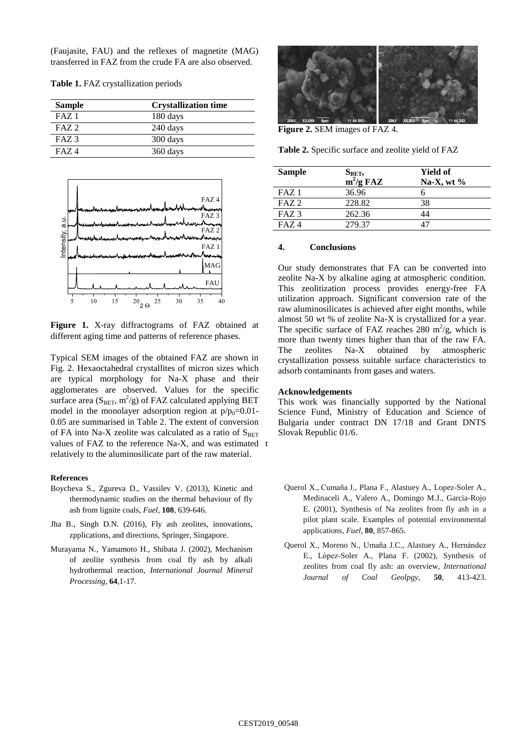(Faujasite, FAU) and the reflexes of magnetite (MAG) transferred in FAZ from the crude FA are also observed.

**Table 1.** FAZ crystallization periods

| Sample | Crystallization time |
|---|---|
| FAZ 1 | 180 days |
| FAZ 2 | 240 days |
| FAZ 3 | 300 days |
| FAZ 4 | 360 days |

FAZ 4
FAZ 3
FAZ 2
FAZ 1
MAG
FAU
Intensity, a.u.
5 10 15 20 25 30 35 40
2 Θ

**Figure 1.** X-ray diffractograms of FAZ obtained at different aging time and patterns of reference phases.

Typical SEM images of the obtained FAZ are shown in Fig. 2. Hexaoctahedral crystallites of micron sizes which are typical morphology for Na-X phase and their agglomerates are observed. Values for the specific surface area ($S_{BET}$, $m^2/g$) of FAZ calculated applying BET model in the monolayer adsorption region at $p/p_0$=0.01-0.05 are summarised in Table 2. The extent of conversion of FA into Na-X zeolite was calculated as a ratio of $S_{BET}$ values of FAZ to the reference Na-X, and was estimated relatively to the aluminosilicate part of the raw material.

**Figure 2.** SEM images of FAZ 4.

**Table 2.** Specific surface and zeolite yield of FAZ

| Sample | $S_{BET}$, $m^2/g$ FAZ | Yield of Na-X, wt % |
|---|---|---|
| FAZ 1 | 36.96 | 6 |
| FAZ 2 | 228.82 | 38 |
| FAZ 3 | 262.36 | 44 |
| FAZ 4 | 279.37 | 47 |

## 4. Conclusions

Our study demonstrates that FA can be converted into zeolite Na-X by alkaline aging at atmospheric condition. This zeolitization process provides energy-free FA utilization approach. Significant conversion rate of the raw aluminosilicates is achieved after eight months, while almost 50 wt % of zeolite Na-X is crystallized for a year. The specific surface of FAZ reaches 280 $m^2/g$, which is more than twenty times higher than that of the raw FA. The zeolites Na-X obtained by atmospheric crystallization possess suitable surface characteristics to adsorb contaminants from gases and waters.

**Acknowledgements**

This work was financially supported by the National Science Fund, Ministry of Education and Science of Bulgaria under contract DN 17/18 and Grant DNTS Slovak Republic 01/6.

**References**

Boycheva S., Zgureva D., Vassilev V. (2013), Kinetic and thermodynamic studies on the thermal behaviour of fly ash from lignite coals, *Fuel*, **108**, 639-646.

Jha B., Singh D.N. (2016), Fly ash zeolites, innovations, zpplications, and directions, Springer, Singapore.

Murayama N., Yamamoto H., Shibata J. (2002), Mechanism of zeolite synthesis from coal fly ash by alkali hydrothermal reaction, *International Journal Mineral Processing*, **64**,1-17.

Querol X., Cumaña J., Plana F., Alastuey A., Lopez-Soler A., Medinaceli A., Valero A., Domingo M.J., Garcia-Rojo E. (2001), Synthesis of Na zeolites from fly ash in a pilot plant scale. Examples of potential environmental applications, *Fuel*, **80**, 857-865.

Querol X., Moreno N., Umaña J.C., Alastuey A., Hernández E., López-Soler A., Plana F. (2002), Synthesis of zeolites from coal fly ash: an overview, *International Journal of Coal Geolpgy*, **50**, 413-423.